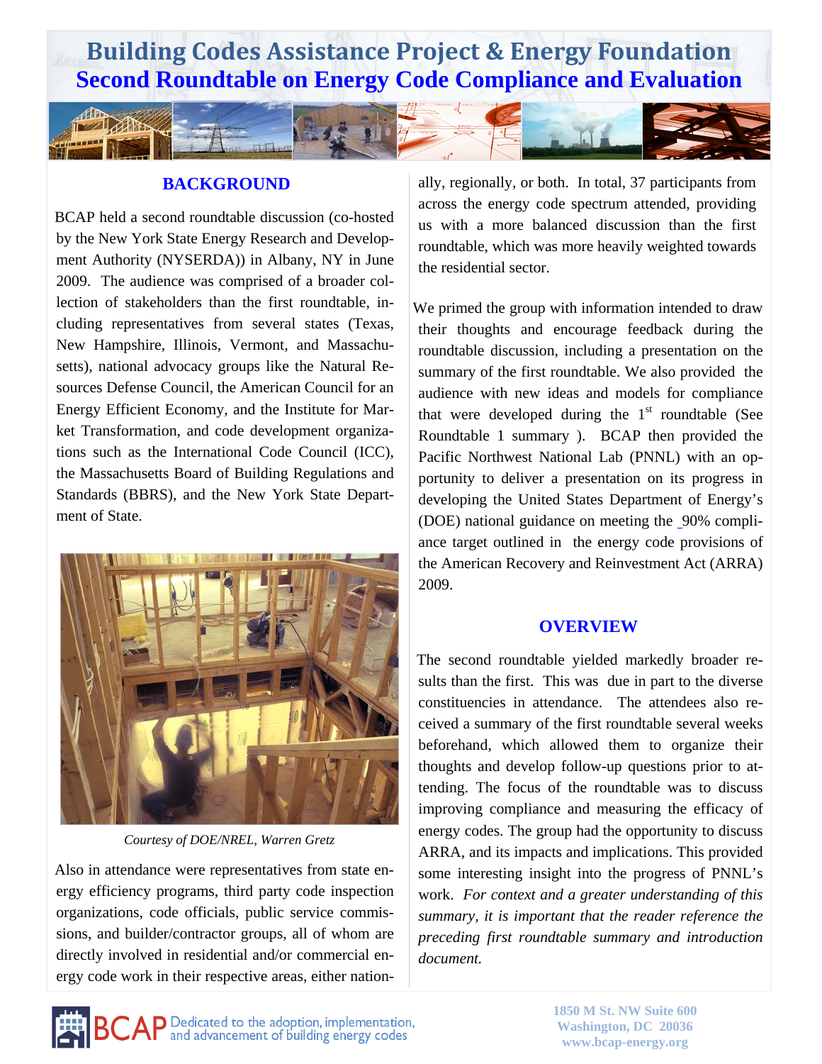# Building Codes Assistance Project & Energy Foundation

## Second Roundtable on Energy Code Compliance and Evaluation

### BACKGROUND

BCAP held a second roundtable discussion (co-hosted by the New York State Energy Research and Development Authority (NYSERDA)) in Albany, NY in June 2009. The audience was comprised of a broader collection of stakeholders than the first roundtable, including representatives from several states (Texas, New Hampshire, Illinois, Vermont, and Massachusetts), national advocacy groups like the Natural Resources Defense Council, the American Council for an Energy Efficient Economy, and the Institute for Market Transformation, and code development organizations such as the International Code Council (ICC), the Massachusetts Board of Building Regulations and Standards (BBRS), and the New York State Department of State.

*Courtesy of DOE/NREL, Warren Gretz*

Also in attendance were representatives from state energy efficiency programs, third party code inspection organizations, code officials, public service commissions, and builder/contractor groups, all of whom are directly involved in residential and/or commercial energy code work in their respective areas, either nationally, regionally, or both. In total, 37 participants from across the energy code spectrum attended, providing us with a more balanced discussion than the first roundtable, which was more heavily weighted towards the residential sector.

We primed the group with information intended to draw their thoughts and encourage feedback during the roundtable discussion, including a presentation on the summary of the first roundtable. We also provided the audience with new ideas and models for compliance that were developed during the 1st roundtable (See Roundtable 1 summary ). BCAP then provided the Pacific Northwest National Lab (PNNL) with an opportunity to deliver a presentation on its progress in developing the United States Department of Energy's (DOE) national guidance on meeting the 90% compliance target outlined in the energy code provisions of the American Recovery and Reinvestment Act (ARRA) 2009.

### OVERVIEW

The second roundtable yielded markedly broader results than the first. This was due in part to the diverse constituencies in attendance. The attendees also received a summary of the first roundtable several weeks beforehand, which allowed them to organize their thoughts and develop follow-up questions prior to attending. The focus of the roundtable was to discuss improving compliance and measuring the efficacy of energy codes. The group had the opportunity to discuss ARRA, and its impacts and implications. This provided some interesting insight into the progress of PNNL's work. *For context and a greater understanding of this summary, it is important that the reader reference the preceding first roundtable summary and introduction document.*

BCAP Dedicated to the adoption, implementation, and advancement of building energy codes

1850 M St. NW Suite 600
Washington, DC 20036
www.bcap-energy.org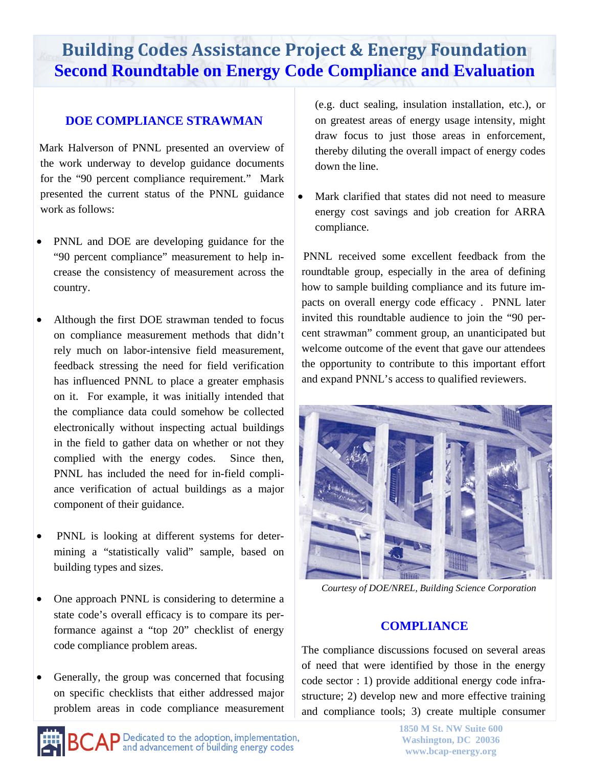# Building Codes Assistance Project & Energy Foundation
## Second Roundtable on Energy Code Compliance and Evaluation

### DOE COMPLIANCE STRAWMAN

Mark Halverson of PNNL presented an overview of the work underway to develop guidance documents for the "90 percent compliance requirement." Mark presented the current status of the PNNL guidance work as follows:

- PNNL and DOE are developing guidance for the "90 percent compliance" measurement to help increase the consistency of measurement across the country.
- Although the first DOE strawman tended to focus on compliance measurement methods that didn't rely much on labor-intensive field measurement, feedback stressing the need for field verification has influenced PNNL to place a greater emphasis on it. For example, it was initially intended that the compliance data could somehow be collected electronically without inspecting actual buildings in the field to gather data on whether or not they complied with the energy codes. Since then, PNNL has included the need for in-field compliance verification of actual buildings as a major component of their guidance.
- PNNL is looking at different systems for determining a "statistically valid" sample, based on building types and sizes.
- One approach PNNL is considering to determine a state code's overall efficacy is to compare its performance against a "top 20" checklist of energy code compliance problem areas.
- Generally, the group was concerned that focusing on specific checklists that either addressed major problem areas in code compliance measurement (e.g. duct sealing, insulation installation, etc.), or on greatest areas of energy usage intensity, might draw focus to just those areas in enforcement, thereby diluting the overall impact of energy codes down the line.
- Mark clarified that states did not need to measure energy cost savings and job creation for ARRA compliance.

PNNL received some excellent feedback from the roundtable group, especially in the area of defining how to sample building compliance and its future impacts on overall energy code efficacy . PNNL later invited this roundtable audience to join the "90 percent strawman" comment group, an unanticipated but welcome outcome of the event that gave our attendees the opportunity to contribute to this important effort and expand PNNL's access to qualified reviewers.

*Courtesy of DOE/NREL, Building Science Corporation*

### COMPLIANCE

The compliance discussions focused on several areas of need that were identified by those in the energy code sector : 1) provide additional energy code infrastructure; 2) develop new and more effective training and compliance tools; 3) create multiple consumer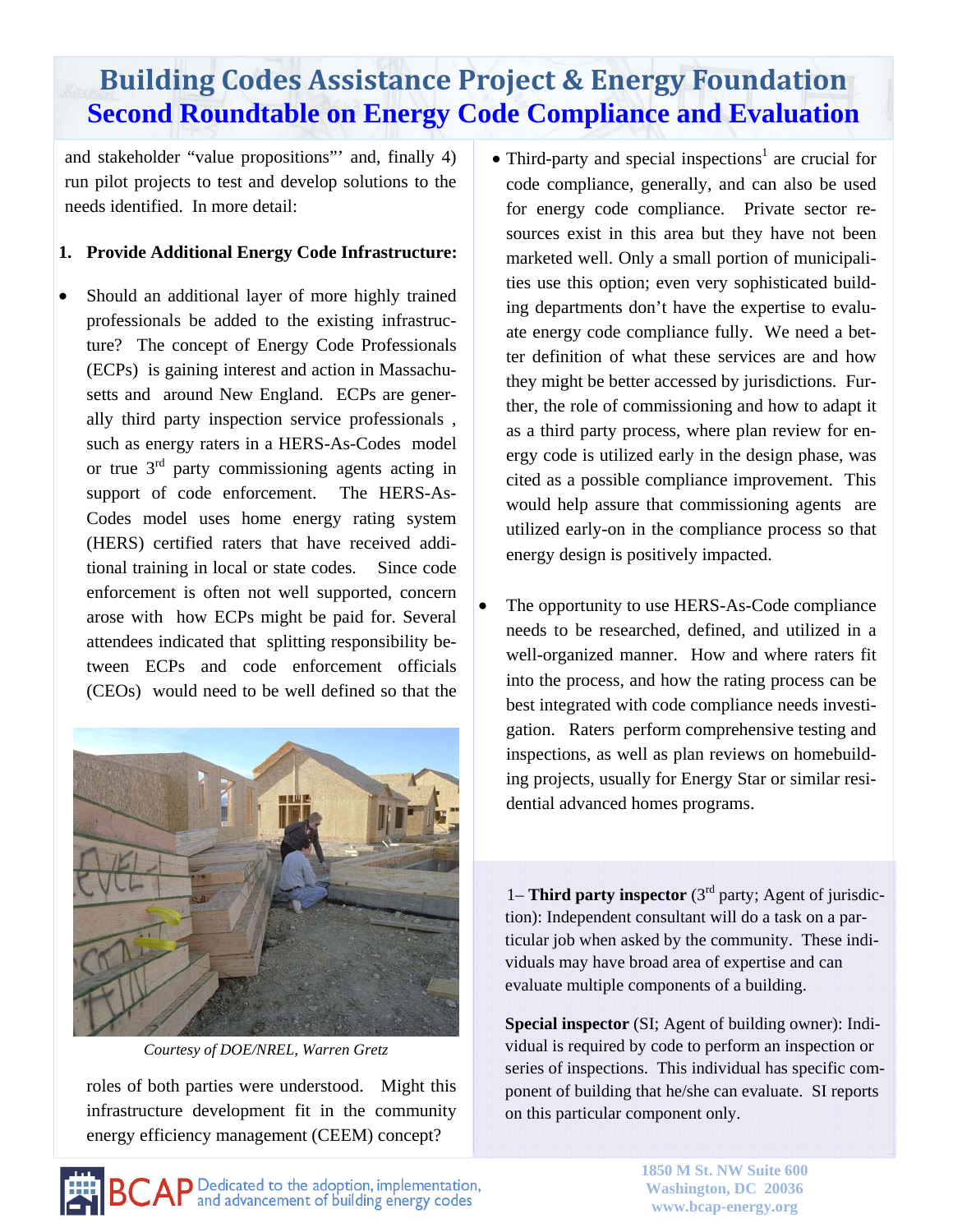and stakeholder "value propositions"' and, finally 4) run pilot projects to test and develop solutions to the needs identified. In more detail:

**1. Provide Additional Energy Code Infrastructure:**

- Should an additional layer of more highly trained professionals be added to the existing infrastructure? The concept of Energy Code Professionals (ECPs) is gaining interest and action in Massachusetts and around New England. ECPs are generally third party inspection service professionals , such as energy raters in a HERS-As-Codes model or true 3rd party commissioning agents acting in support of code enforcement. The HERS-As-Codes model uses home energy rating system (HERS) certified raters that have received additional training in local or state codes. Since code enforcement is often not well supported, concern arose with how ECPs might be paid for. Several attendees indicated that splitting responsibility between ECPs and code enforcement officials (CEOs) would need to be well defined so that the roles of both parties were understood. Might this infrastructure development fit in the community energy efficiency management (CEEM) concept?

*Courtesy of DOE/NREL, Warren Gretz*

- Third-party and special inspections[1] are crucial for code compliance, generally, and can also be used for energy code compliance. Private sector resources exist in this area but they have not been marketed well. Only a small portion of municipalities use this option; even very sophisticated building departments don't have the expertise to evaluate energy code compliance fully. We need a better definition of what these services are and how they might be better accessed by jurisdictions. Further, the role of commissioning and how to adapt it as a third party process, where plan review for energy code is utilized early in the design phase, was cited as a possible compliance improvement. This would help assure that commissioning agents are utilized early-on in the compliance process so that energy design is positively impacted.

- The opportunity to use HERS-As-Code compliance needs to be researched, defined, and utilized in a well-organized manner. How and where raters fit into the process, and how the rating process can be best integrated with code compliance needs investigation. Raters perform comprehensive testing and inspections, as well as plan reviews on homebuilding projects, usually for Energy Star or similar residential advanced homes programs.

1– **Third party inspector** (3rd party; Agent of jurisdiction): Independent consultant will do a task on a particular job when asked by the community. These individuals may have broad area of expertise and can evaluate multiple components of a building.

**Special inspector** (SI; Agent of building owner): Individual is required by code to perform an inspection or series of inspections. This individual has specific component of building that he/she can evaluate. SI reports on this particular component only.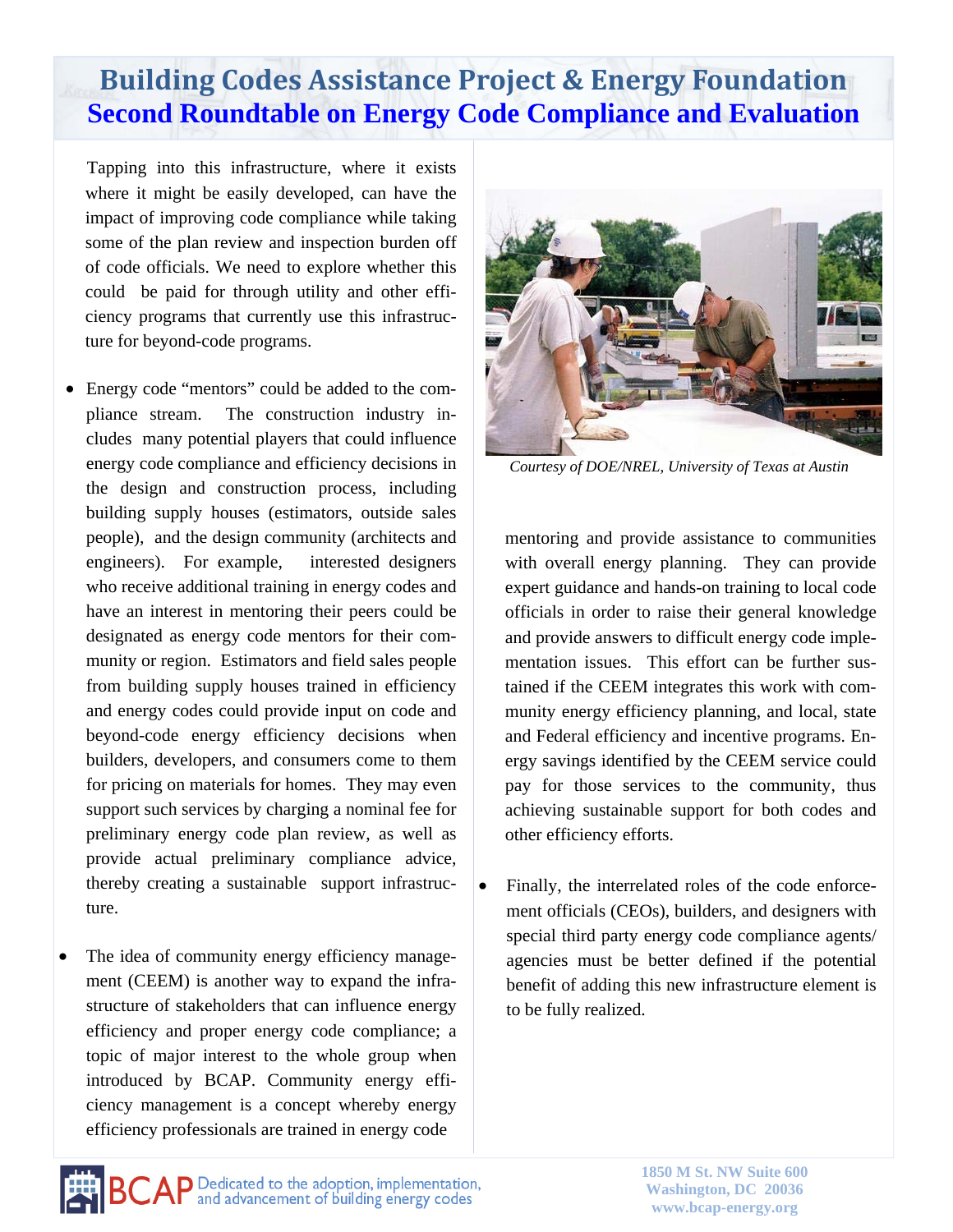Tapping into this infrastructure, where it exists where it might be easily developed, can have the impact of improving code compliance while taking some of the plan review and inspection burden off of code officials. We need to explore whether this could be paid for through utility and other efficiency programs that currently use this infrastructure for beyond-code programs.

- Energy code "mentors" could be added to the compliance stream. The construction industry includes many potential players that could influence energy code compliance and efficiency decisions in the design and construction process, including building supply houses (estimators, outside sales people), and the design community (architects and engineers). For example, interested designers who receive additional training in energy codes and have an interest in mentoring their peers could be designated as energy code mentors for their community or region. Estimators and field sales people from building supply houses trained in efficiency and energy codes could provide input on code and beyond-code energy efficiency decisions when builders, developers, and consumers come to them for pricing on materials for homes. They may even support such services by charging a nominal fee for preliminary energy code plan review, as well as provide actual preliminary compliance advice, thereby creating a sustainable support infrastructure.

- The idea of community energy efficiency management (CEEM) is another way to expand the infrastructure of stakeholders that can influence energy efficiency and proper energy code compliance; a topic of major interest to the whole group when introduced by BCAP. Community energy efficiency management is a concept whereby energy efficiency professionals are trained in energy code mentoring and provide assistance to communities with overall energy planning. They can provide expert guidance and hands-on training to local code officials in order to raise their general knowledge and provide answers to difficult energy code implementation issues. This effort can be further sustained if the CEEM integrates this work with community energy efficiency planning, and local, state and Federal efficiency and incentive programs. Energy savings identified by the CEEM service could pay for those services to the community, thus achieving sustainable support for both codes and other efficiency efforts.

*Courtesy of DOE/NREL, University of Texas at Austin*

- Finally, the interrelated roles of the code enforcement officials (CEOs), builders, and designers with special third party energy code compliance agents/ agencies must be better defined if the potential benefit of adding this new infrastructure element is to be fully realized.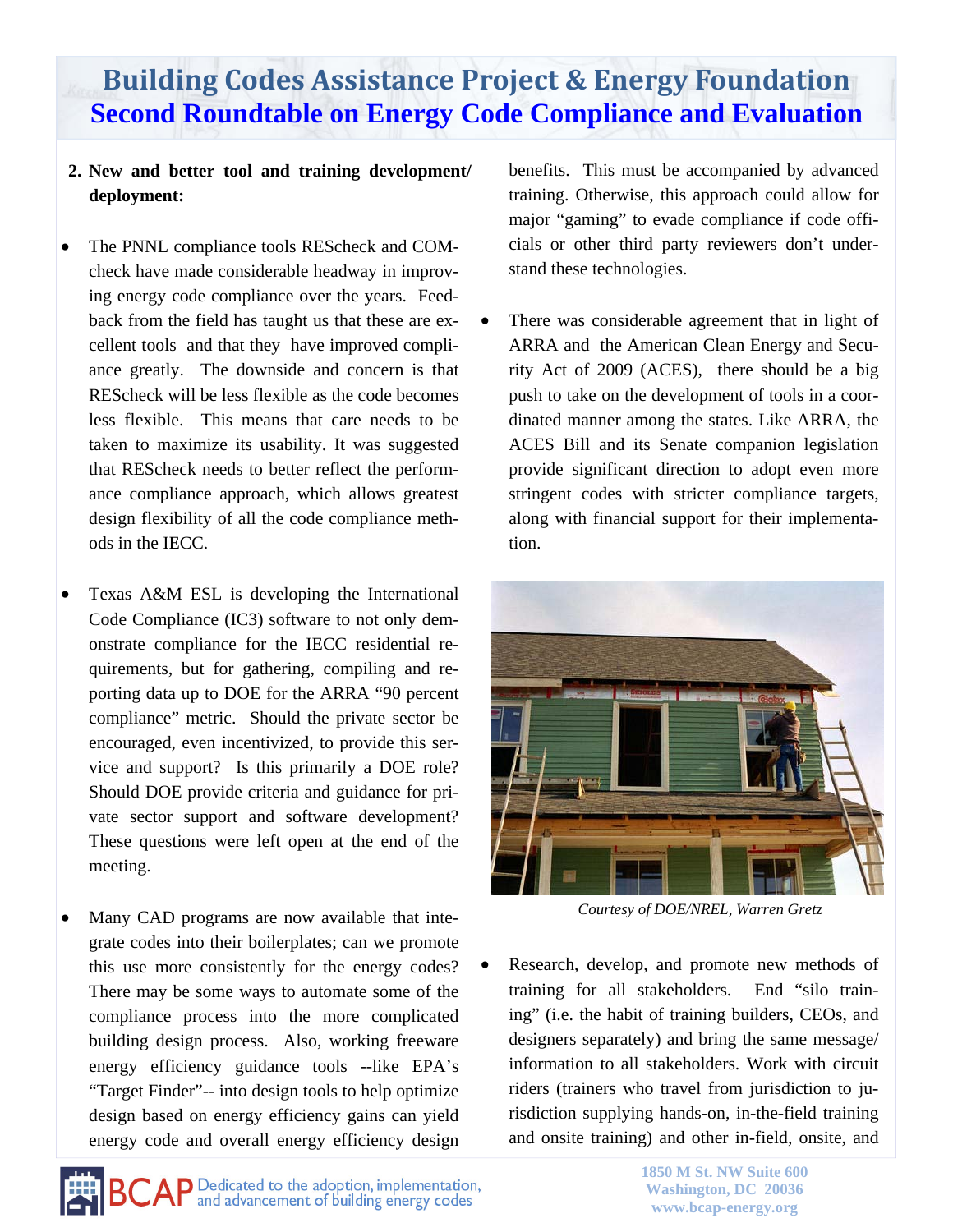2. **New and better tool and training development/ deployment:**

- The PNNL compliance tools REScheck and COMcheck have made considerable headway in improving energy code compliance over the years. Feedback from the field has taught us that these are excellent tools and that they have improved compliance greatly. The downside and concern is that REScheck will be less flexible as the code becomes less flexible. This means that care needs to be taken to maximize its usability. It was suggested that REScheck needs to better reflect the performance compliance approach, which allows greatest design flexibility of all the code compliance methods in the IECC.

- Texas A&M ESL is developing the International Code Compliance (IC3) software to not only demonstrate compliance for the IECC residential requirements, but for gathering, compiling and reporting data up to DOE for the ARRA "90 percent compliance" metric. Should the private sector be encouraged, even incentivized, to provide this service and support? Is this primarily a DOE role? Should DOE provide criteria and guidance for private sector support and software development? These questions were left open at the end of the meeting.

- Many CAD programs are now available that integrate codes into their boilerplates; can we promote this use more consistently for the energy codes? There may be some ways to automate some of the compliance process into the more complicated building design process. Also, working freeware energy efficiency guidance tools --like EPA's "Target Finder"-- into design tools to help optimize design based on energy efficiency gains can yield energy code and overall energy efficiency design benefits. This must be accompanied by advanced training. Otherwise, this approach could allow for major "gaming" to evade compliance if code officials or other third party reviewers don't understand these technologies.

- There was considerable agreement that in light of ARRA and the American Clean Energy and Security Act of 2009 (ACES), there should be a big push to take on the development of tools in a coordinated manner among the states. Like ARRA, the ACES Bill and its Senate companion legislation provide significant direction to adopt even more stringent codes with stricter compliance targets, along with financial support for their implementation.

*Courtesy of DOE/NREL, Warren Gretz*

- Research, develop, and promote new methods of training for all stakeholders. End "silo training" (i.e. the habit of training builders, CEOs, and designers separately) and bring the same message/ information to all stakeholders. Work with circuit riders (trainers who travel from jurisdiction to jurisdiction supplying hands-on, in-the-field training and onsite training) and other in-field, onsite, and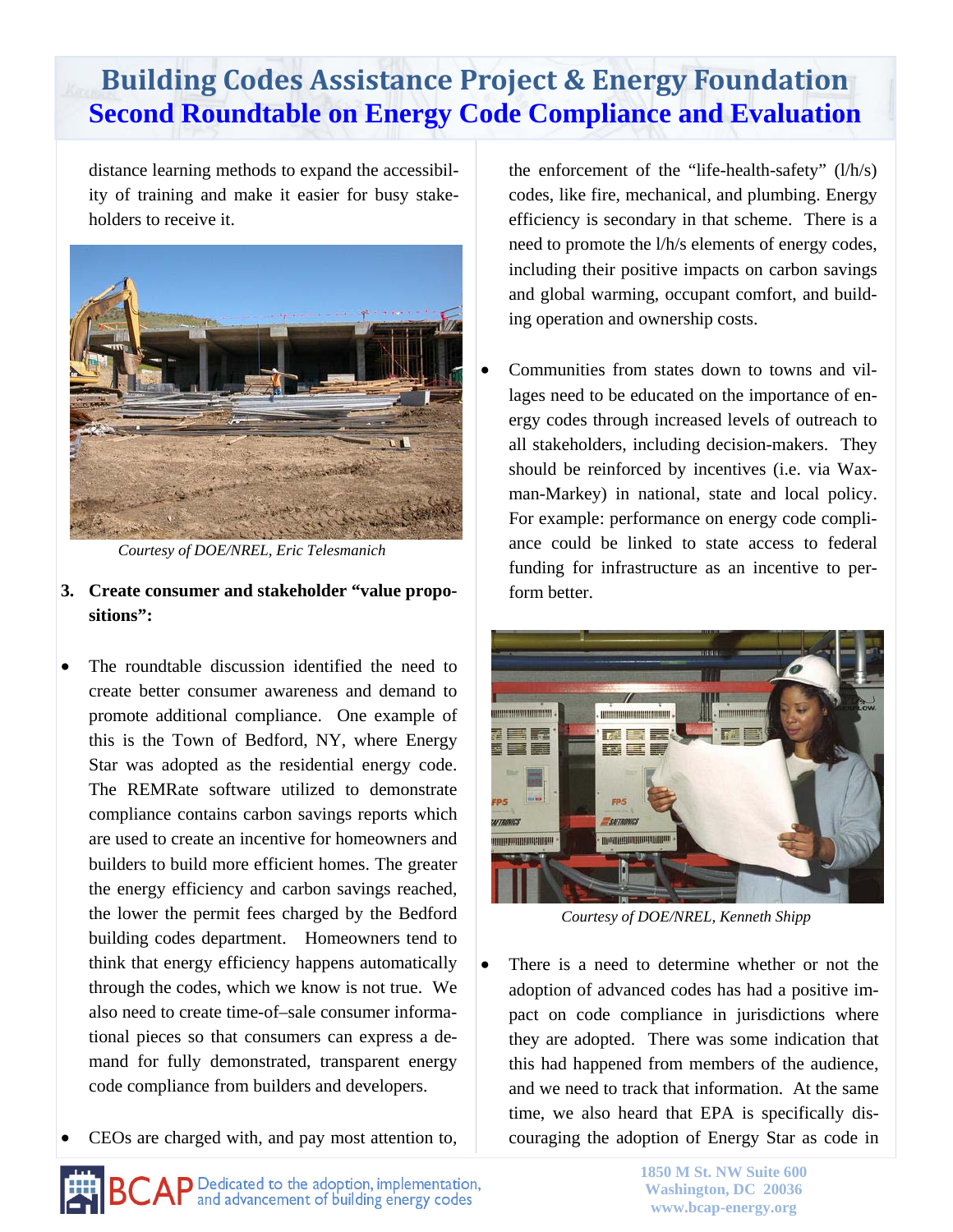distance learning methods to expand the accessibility of training and make it easier for busy stakeholders to receive it.

*Courtesy of DOE/NREL, Eric Telesmanich*

**3. Create consumer and stakeholder "value propositions":**

- The roundtable discussion identified the need to create better consumer awareness and demand to promote additional compliance. One example of this is the Town of Bedford, NY, where Energy Star was adopted as the residential energy code. The REMRate software utilized to demonstrate compliance contains carbon savings reports which are used to create an incentive for homeowners and builders to build more efficient homes. The greater the energy efficiency and carbon savings reached, the lower the permit fees charged by the Bedford building codes department. Homeowners tend to think that energy efficiency happens automatically through the codes, which we know is not true. We also need to create time-of–sale consumer informational pieces so that consumers can express a demand for fully demonstrated, transparent energy code compliance from builders and developers.

- CEOs are charged with, and pay most attention to, the enforcement of the "life-health-safety" (l/h/s) codes, like fire, mechanical, and plumbing. Energy efficiency is secondary in that scheme. There is a need to promote the l/h/s elements of energy codes, including their positive impacts on carbon savings and global warming, occupant comfort, and building operation and ownership costs.

- Communities from states down to towns and villages need to be educated on the importance of energy codes through increased levels of outreach to all stakeholders, including decision-makers. They should be reinforced by incentives (i.e. via Waxman-Markey) in national, state and local policy. For example: performance on energy code compliance could be linked to state access to federal funding for infrastructure as an incentive to perform better.

*Courtesy of DOE/NREL, Kenneth Shipp*

- There is a need to determine whether or not the adoption of advanced codes has had a positive impact on code compliance in jurisdictions where they are adopted. There was some indication that this had happened from members of the audience, and we need to track that information. At the same time, we also heard that EPA is specifically discouraging the adoption of Energy Star as code in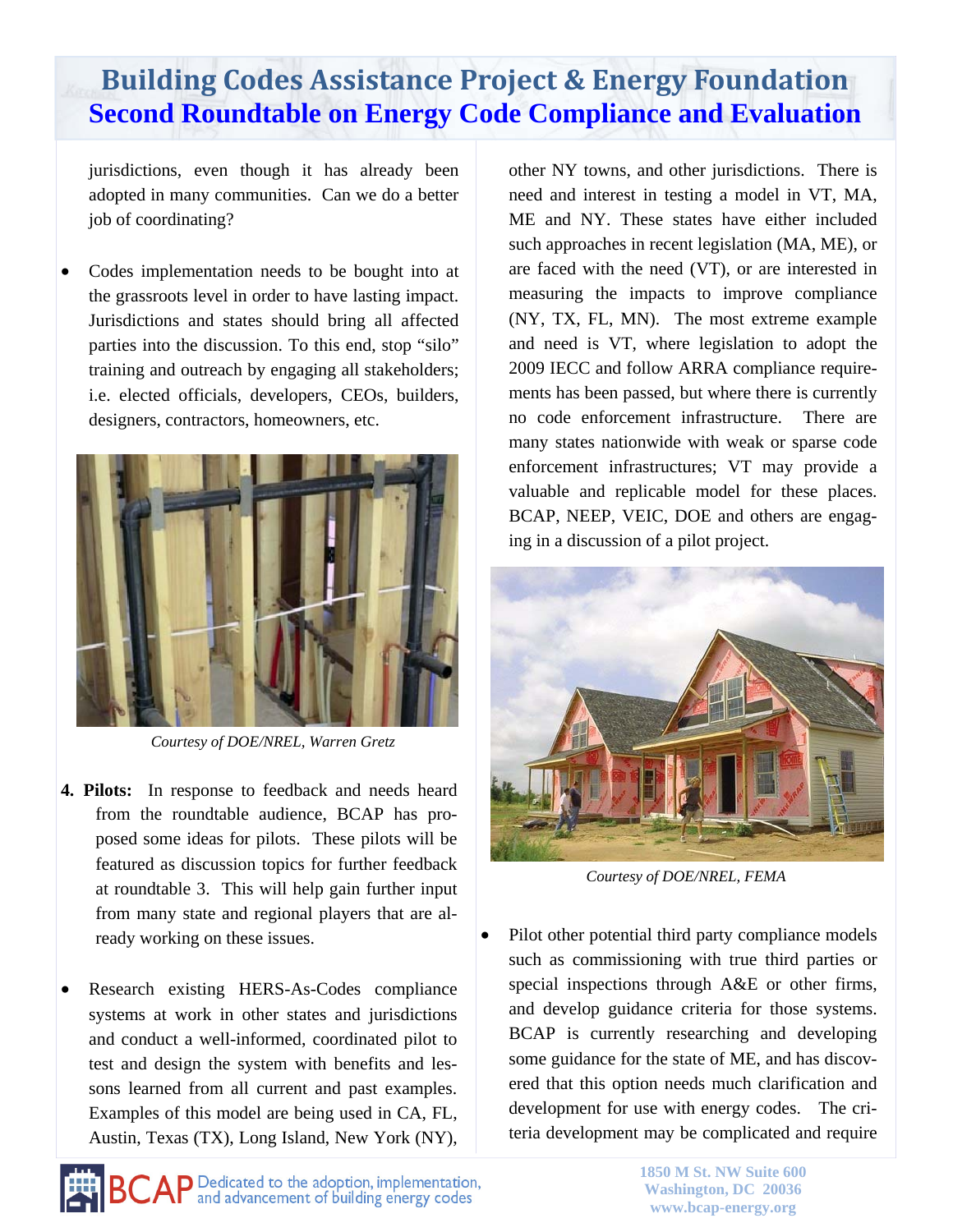jurisdictions, even though it has already been adopted in many communities. Can we do a better job of coordinating?

- Codes implementation needs to be bought into at the grassroots level in order to have lasting impact. Jurisdictions and states should bring all affected parties into the discussion. To this end, stop "silo" training and outreach by engaging all stakeholders; i.e. elected officials, developers, CEOs, builders, designers, contractors, homeowners, etc.

*Courtesy of DOE/NREL, Warren Gretz*

4. **Pilots:** In response to feedback and needs heard from the roundtable audience, BCAP has proposed some ideas for pilots. These pilots will be featured as discussion topics for further feedback at roundtable 3. This will help gain further input from many state and regional players that are already working on these issues.

- Research existing HERS-As-Codes compliance systems at work in other states and jurisdictions and conduct a well-informed, coordinated pilot to test and design the system with benefits and lessons learned from all current and past examples. Examples of this model are being used in CA, FL, Austin, Texas (TX), Long Island, New York (NY), other NY towns, and other jurisdictions. There is need and interest in testing a model in VT, MA, ME and NY. These states have either included such approaches in recent legislation (MA, ME), or are faced with the need (VT), or are interested in measuring the impacts to improve compliance (NY, TX, FL, MN). The most extreme example and need is VT, where legislation to adopt the 2009 IECC and follow ARRA compliance requirements has been passed, but where there is currently no code enforcement infrastructure. There are many states nationwide with weak or sparse code enforcement infrastructures; VT may provide a valuable and replicable model for these places. BCAP, NEEP, VEIC, DOE and others are engaging in a discussion of a pilot project.

*Courtesy of DOE/NREL, FEMA*

- Pilot other potential third party compliance models such as commissioning with true third parties or special inspections through A&E or other firms, and develop guidance criteria for those systems. BCAP is currently researching and developing some guidance for the state of ME, and has discovered that this option needs much clarification and development for use with energy codes. The criteria development may be complicated and require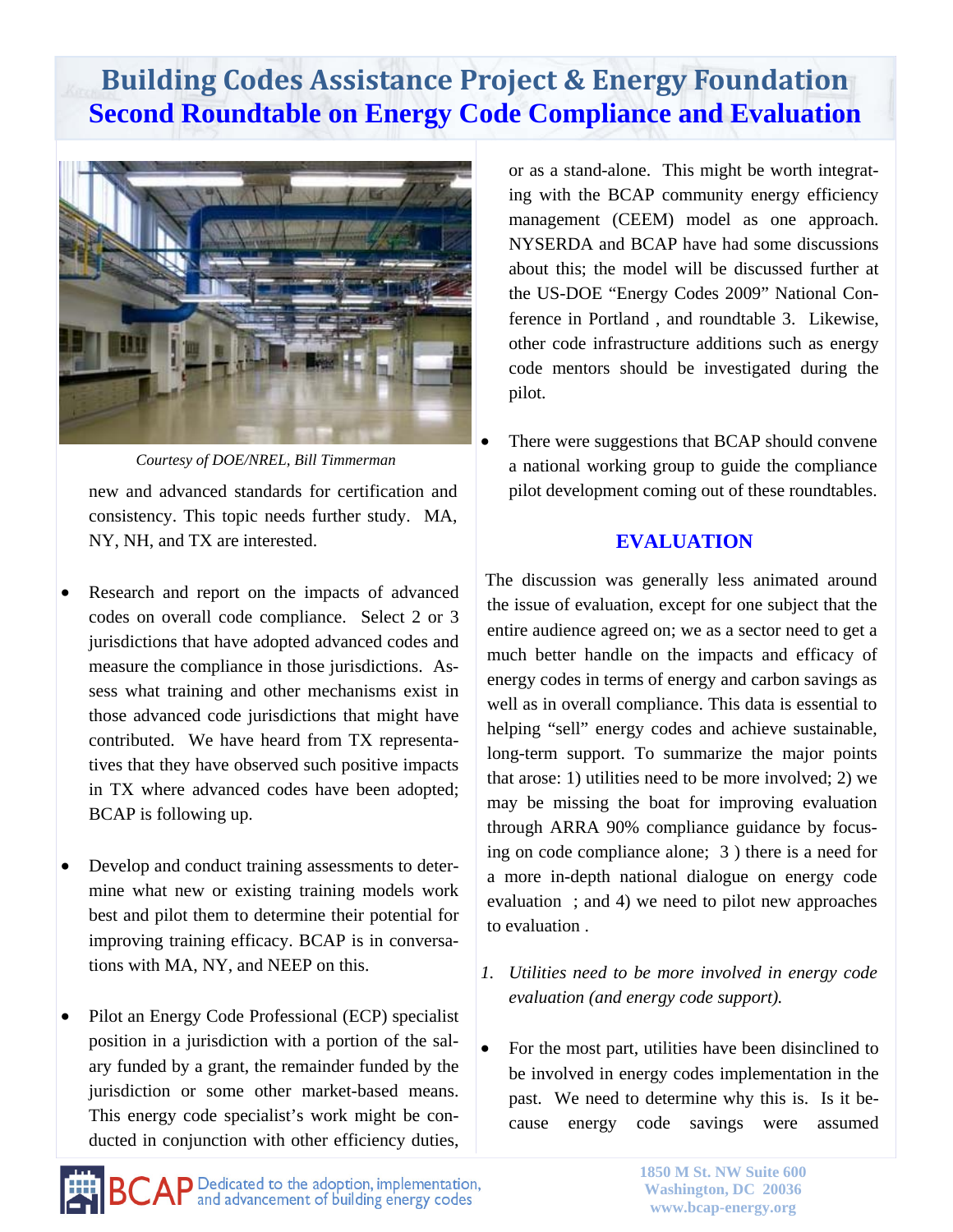# Building Codes Assistance Project & Energy Foundation
## Second Roundtable on Energy Code Compliance and Evaluation

*Courtesy of DOE/NREL, Bill Timmerman*

new and advanced standards for certification and consistency. This topic needs further study. MA, NY, NH, and TX are interested.

- Research and report on the impacts of advanced codes on overall code compliance. Select 2 or 3 jurisdictions that have adopted advanced codes and measure the compliance in those jurisdictions. Assess what training and other mechanisms exist in those advanced code jurisdictions that might have contributed. We have heard from TX representatives that they have observed such positive impacts in TX where advanced codes have been adopted; BCAP is following up.

- Develop and conduct training assessments to determine what new or existing training models work best and pilot them to determine their potential for improving training efficacy. BCAP is in conversations with MA, NY, and NEEP on this.

- Pilot an Energy Code Professional (ECP) specialist position in a jurisdiction with a portion of the salary funded by a grant, the remainder funded by the jurisdiction or some other market-based means. This energy code specialist's work might be conducted in conjunction with other efficiency duties, or as a stand-alone. This might be worth integrating with the BCAP community energy efficiency management (CEEM) model as one approach. NYSERDA and BCAP have had some discussions about this; the model will be discussed further at the US-DOE "Energy Codes 2009" National Conference in Portland , and roundtable 3. Likewise, other code infrastructure additions such as energy code mentors should be investigated during the pilot.

- There were suggestions that BCAP should convene a national working group to guide the compliance pilot development coming out of these roundtables.

### EVALUATION

The discussion was generally less animated around the issue of evaluation, except for one subject that the entire audience agreed on; we as a sector need to get a much better handle on the impacts and efficacy of energy codes in terms of energy and carbon savings as well as in overall compliance. This data is essential to helping "sell" energy codes and achieve sustainable, long-term support. To summarize the major points that arose: 1) utilities need to be more involved; 2) we may be missing the boat for improving evaluation through ARRA 90% compliance guidance by focusing on code compliance alone; 3 ) there is a need for a more in-depth national dialogue on energy code evaluation ; and 4) we need to pilot new approaches to evaluation .

1. *Utilities need to be more involved in energy code evaluation (and energy code support).*

- For the most part, utilities have been disinclined to be involved in energy codes implementation in the past. We need to determine why this is. Is it because energy code savings were assumed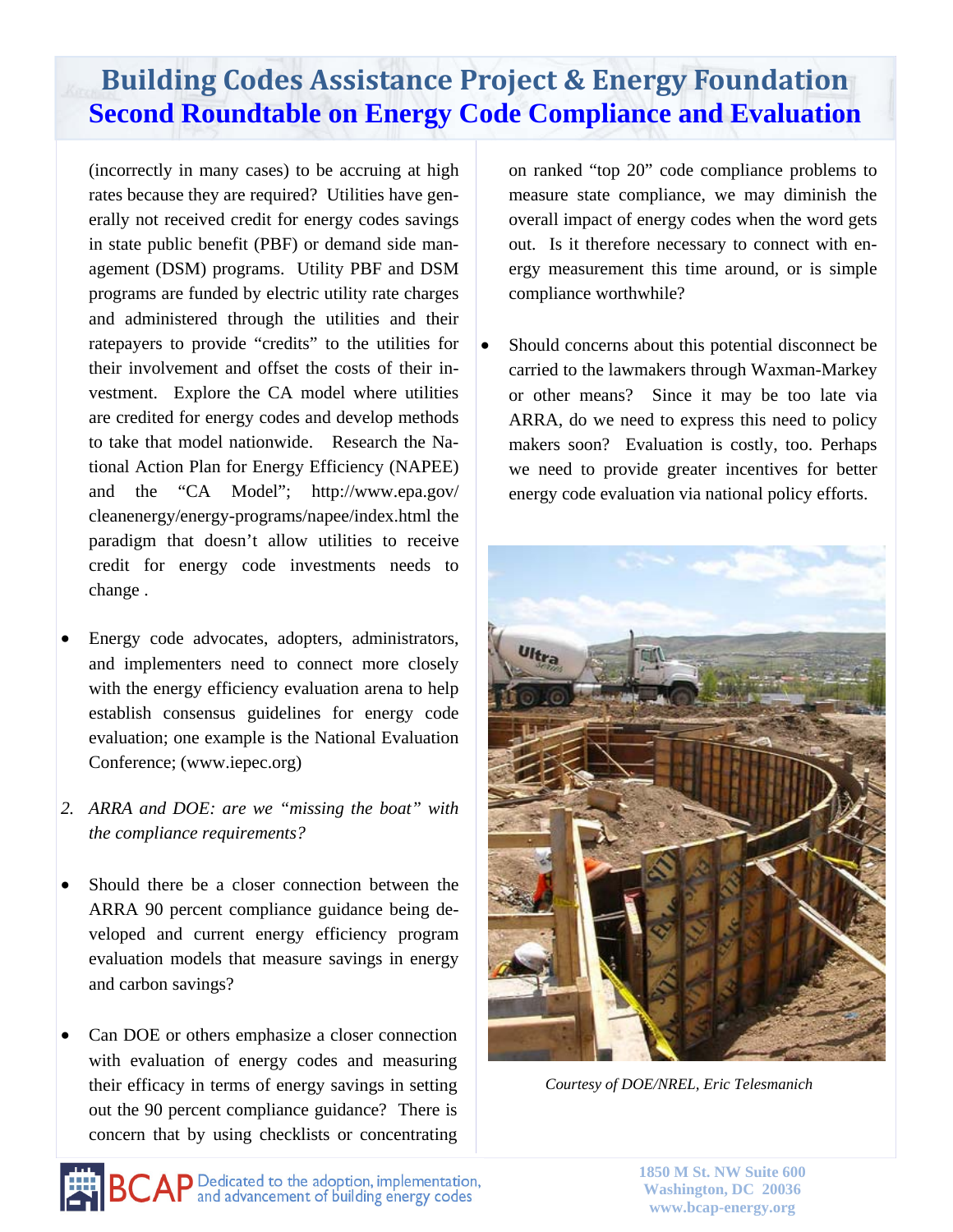(incorrectly in many cases) to be accruing at high rates because they are required? Utilities have generally not received credit for energy codes savings in state public benefit (PBF) or demand side management (DSM) programs. Utility PBF and DSM programs are funded by electric utility rate charges and administered through the utilities and their ratepayers to provide "credits" to the utilities for their involvement and offset the costs of their investment. Explore the CA model where utilities are credited for energy codes and develop methods to take that model nationwide. Research the National Action Plan for Energy Efficiency (NAPEE) and the "CA Model"; http://www.epa.gov/cleanenergy/energy-programs/napee/index.html the paradigm that doesn't allow utilities to receive credit for energy code investments needs to change .

- Energy code advocates, adopters, administrators, and implementers need to connect more closely with the energy efficiency evaluation arena to help establish consensus guidelines for energy code evaluation; one example is the National Evaluation Conference; (www.iepec.org)

2. *ARRA and DOE: are we "missing the boat" with the compliance requirements?*

- Should there be a closer connection between the ARRA 90 percent compliance guidance being developed and current energy efficiency program evaluation models that measure savings in energy and carbon savings?

- Can DOE or others emphasize a closer connection with evaluation of energy codes and measuring their efficacy in terms of energy savings in setting out the 90 percent compliance guidance? There is concern that by using checklists or concentrating on ranked "top 20" code compliance problems to measure state compliance, we may diminish the overall impact of energy codes when the word gets out. Is it therefore necessary to connect with energy measurement this time around, or is simple compliance worthwhile?

- Should concerns about this potential disconnect be carried to the lawmakers through Waxman-Markey or other means? Since it may be too late via ARRA, do we need to express this need to policy makers soon? Evaluation is costly, too. Perhaps we need to provide greater incentives for better energy code evaluation via national policy efforts.

*Courtesy of DOE/NREL, Eric Telesmanich*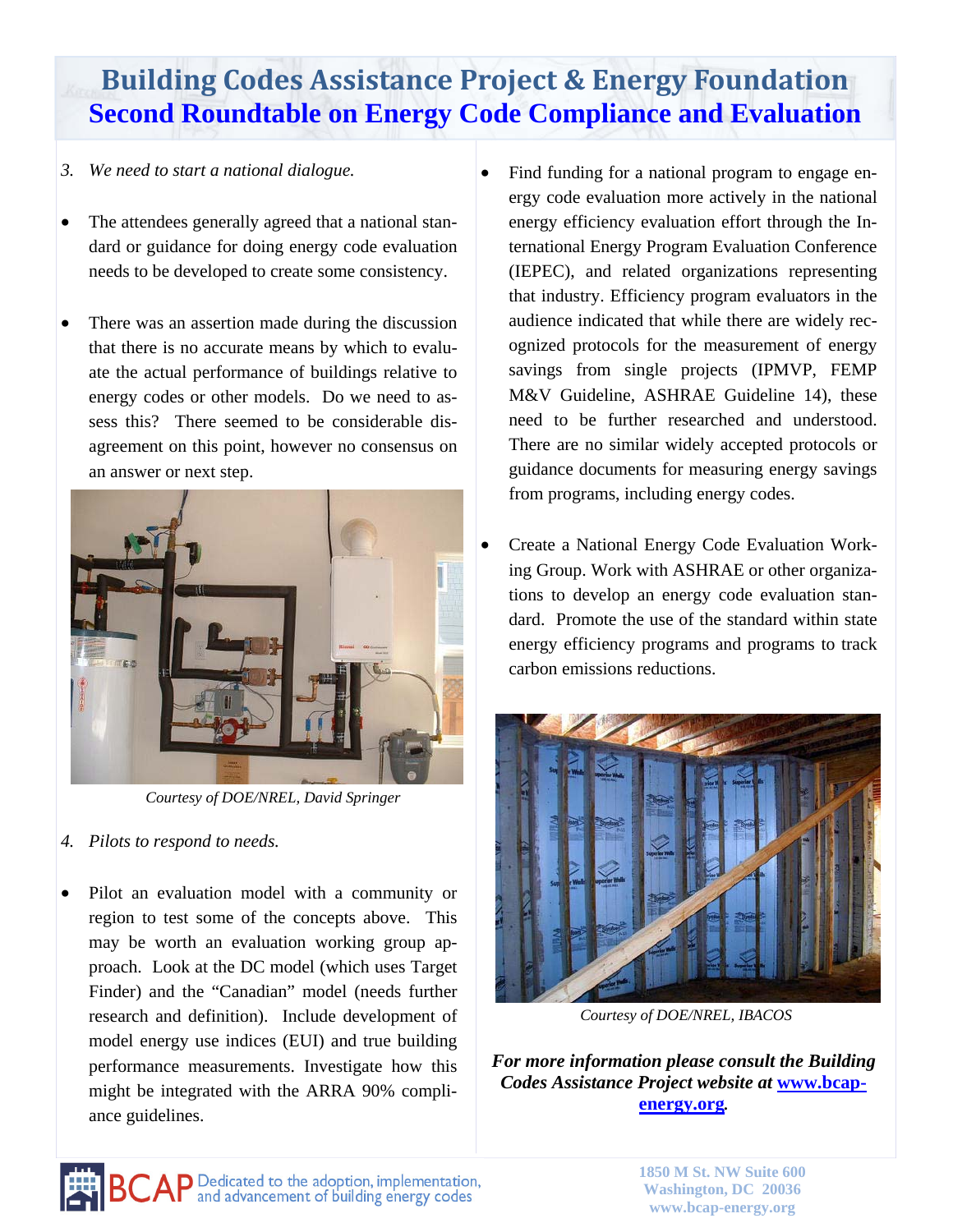# Building Codes Assistance Project & Energy Foundation

## Second Roundtable on Energy Code Compliance and Evaluation

3. *We need to start a national dialogue.*

- The attendees generally agreed that a national standard or guidance for doing energy code evaluation needs to be developed to create some consistency.

- There was an assertion made during the discussion that there is no accurate means by which to evaluate the actual performance of buildings relative to energy codes or other models. Do we need to assess this? There seemed to be considerable disagreement on this point, however no consensus on an answer or next step.

*Courtesy of DOE/NREL, David Springer*

4. *Pilots to respond to needs.*

- Pilot an evaluation model with a community or region to test some of the concepts above. This may be worth an evaluation working group approach. Look at the DC model (which uses Target Finder) and the "Canadian" model (needs further research and definition). Include development of model energy use indices (EUI) and true building performance measurements. Investigate how this might be integrated with the ARRA 90% compliance guidelines.

- Find funding for a national program to engage energy code evaluation more actively in the national energy efficiency evaluation effort through the International Energy Program Evaluation Conference (IEPEC), and related organizations representing that industry. Efficiency program evaluators in the audience indicated that while there are widely recognized protocols for the measurement of energy savings from single projects (IPMVP, FEMP M&V Guideline, ASHRAE Guideline 14), these need to be further researched and understood. There are no similar widely accepted protocols or guidance documents for measuring energy savings from programs, including energy codes.

- Create a National Energy Code Evaluation Working Group. Work with ASHRAE or other organizations to develop an energy code evaluation standard. Promote the use of the standard within state energy efficiency programs and programs to track carbon emissions reductions.

*Courtesy of DOE/NREL, IBACOS*

***For more information please consult the Building Codes Assistance Project website at [www.bcap-energy.org](http://www.bcap-energy.org).***

BCAP Dedicated to the adoption, implementation, and advancement of building energy codes

1850 M St. NW Suite 600
Washington, DC 20036
www.bcap-energy.org